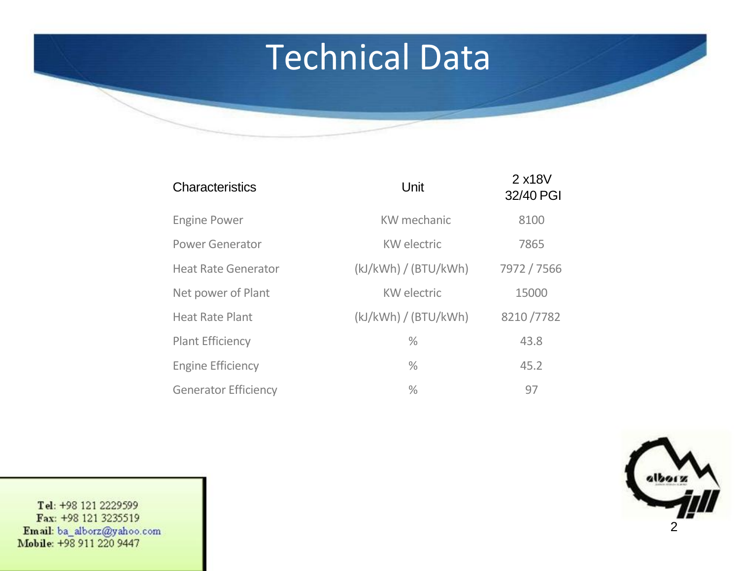# Technical Data

| Characteristics | Unit | 2 x18V 32/40 PGI |
|---|---|---|
| Engine Power | KW mechanic | 8100 |
| Power Generator | KW electric | 7865 |
| Heat Rate Generator | (kJ/kWh) / (BTU/kWh) | 7972 / 7566 |
| Net power of Plant | KW electric | 15000 |
| Heat Rate Plant | (kJ/kWh) / (BTU/kWh) | 8210 /7782 |
| Plant Efficiency | % | 43.8 |
| Engine Efficiency | % | 45.2 |
| Generator Efficiency | % | 97 |

**Tel**: +98 121 2229599
**Fax**: +98 121 3235519
**Email**: ba_alborz@yahoo.com
**Mobile**: +98 911 220 9447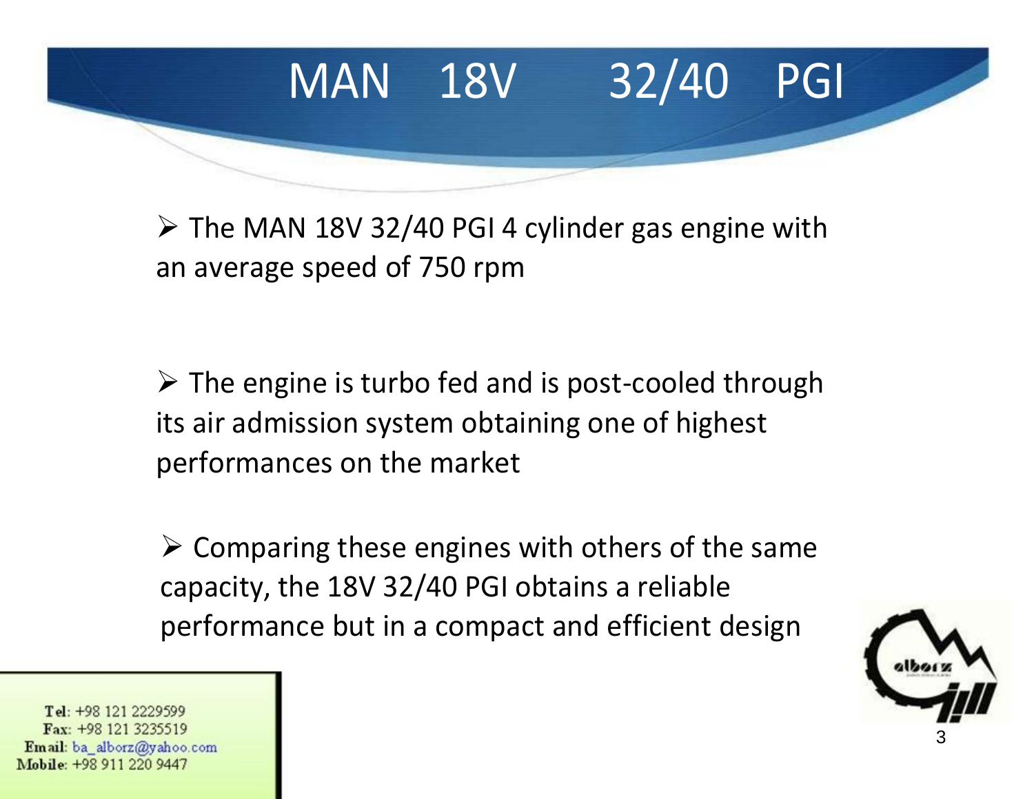# MAN 18V 32/40 PGI

- The MAN 18V 32/40 PGI 4 cylinder gas engine with an average speed of 750 rpm

- The engine is turbo fed and is post-cooled through its air admission system obtaining one of highest performances on the market

- Comparing these engines with others of the same capacity, the 18V 32/40 PGI obtains a reliable performance but in a compact and efficient design

Tel: +98 121 2229599
Fax: +98 121 3235519
Email: ba_alborz@yahoo.com
Mobile: +98 911 220 9447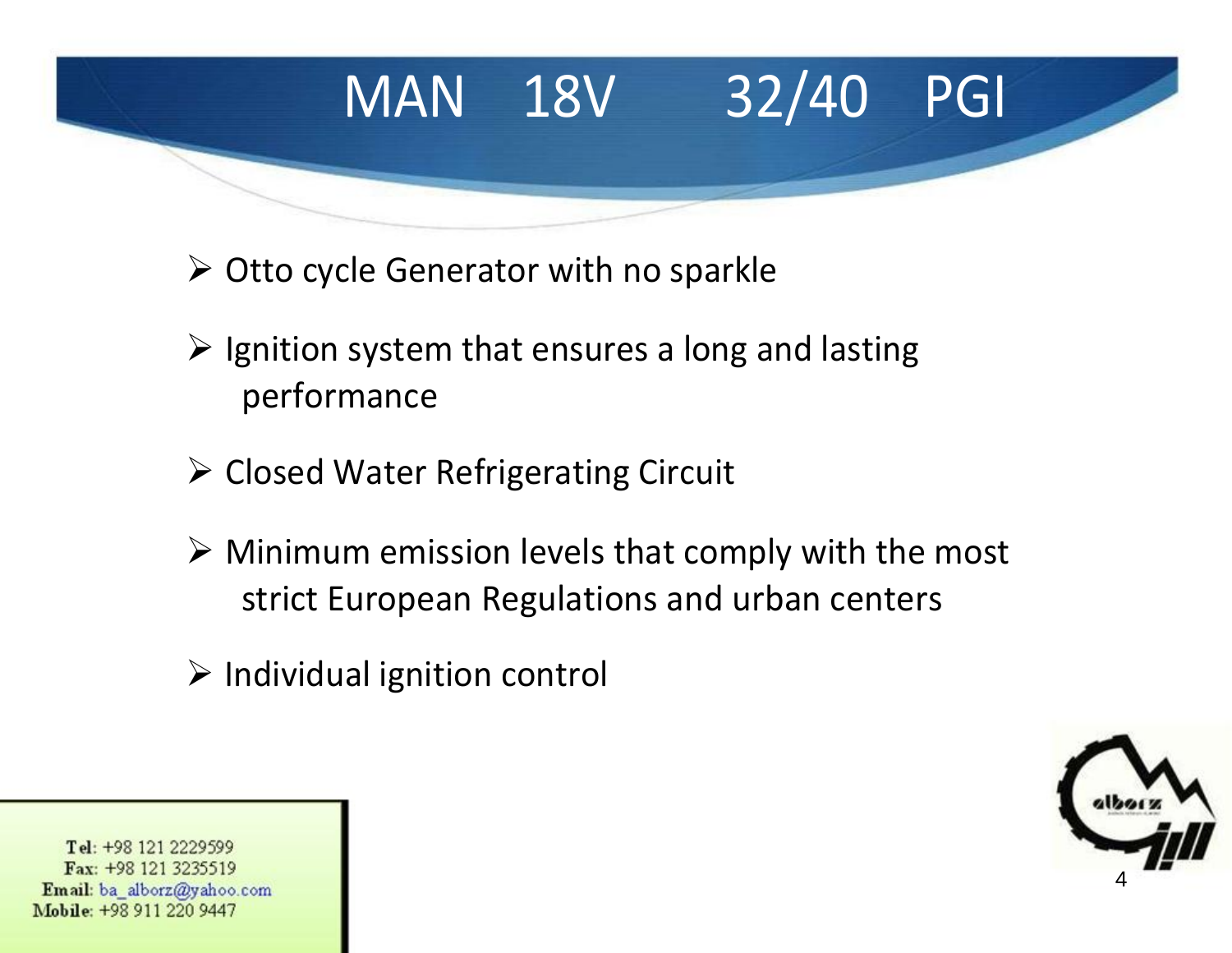# MAN 18V 32/40 PGI

- Otto cycle Generator with no sparkle
- Ignition system that ensures a long and lasting performance
- Closed Water Refrigerating Circuit
- Minimum emission levels that comply with the most strict European Regulations and urban centers
- Individual ignition control

Tel: +98 121 2229599
Fax: +98 121 3235519
Email: ba_alborz@yahoo.com
Mobile: +98 911 220 9447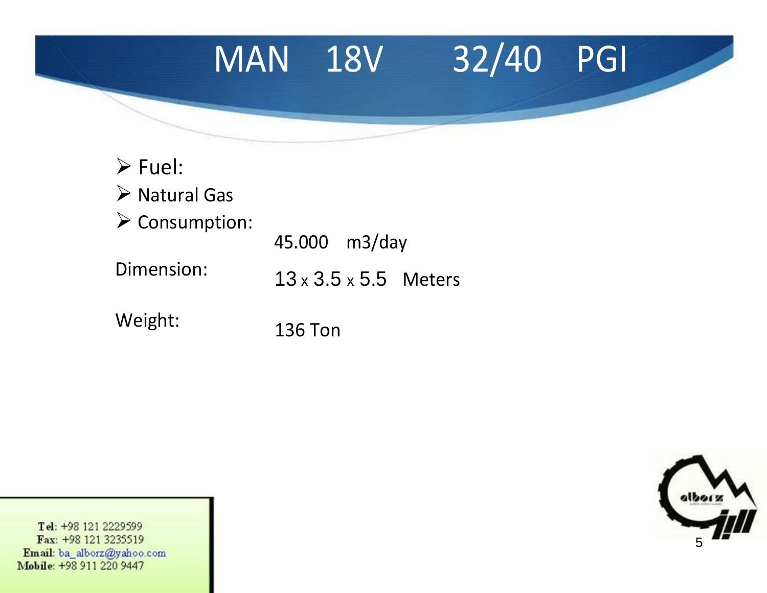# MAN 18V 32/40 PGI

- Fuel:
- Natural Gas
- Consumption:

45.000 m3/day

Dimension: 13 x 3.5 x 5.5 Meters

Weight: 136 Ton

**Tel**: +98 121 2229599
**Fax**: +98 121 3235519
**Email**: ba_alborz@yahoo.com
**Mobile**: +98 911 220 9447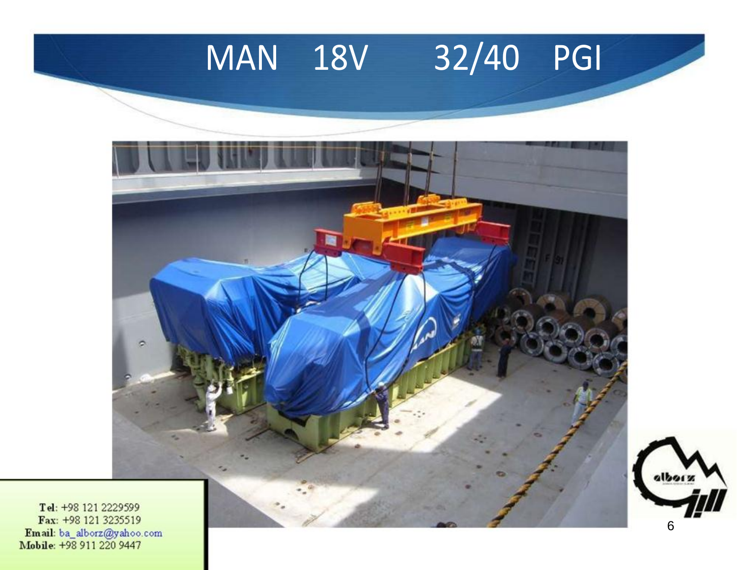# MAN 18V 32/40 PGI

Tel: +98 121 2229599
Fax: +98 121 3235519
Email: ba_alborz@yahoo.com
Mobile: +98 911 220 9447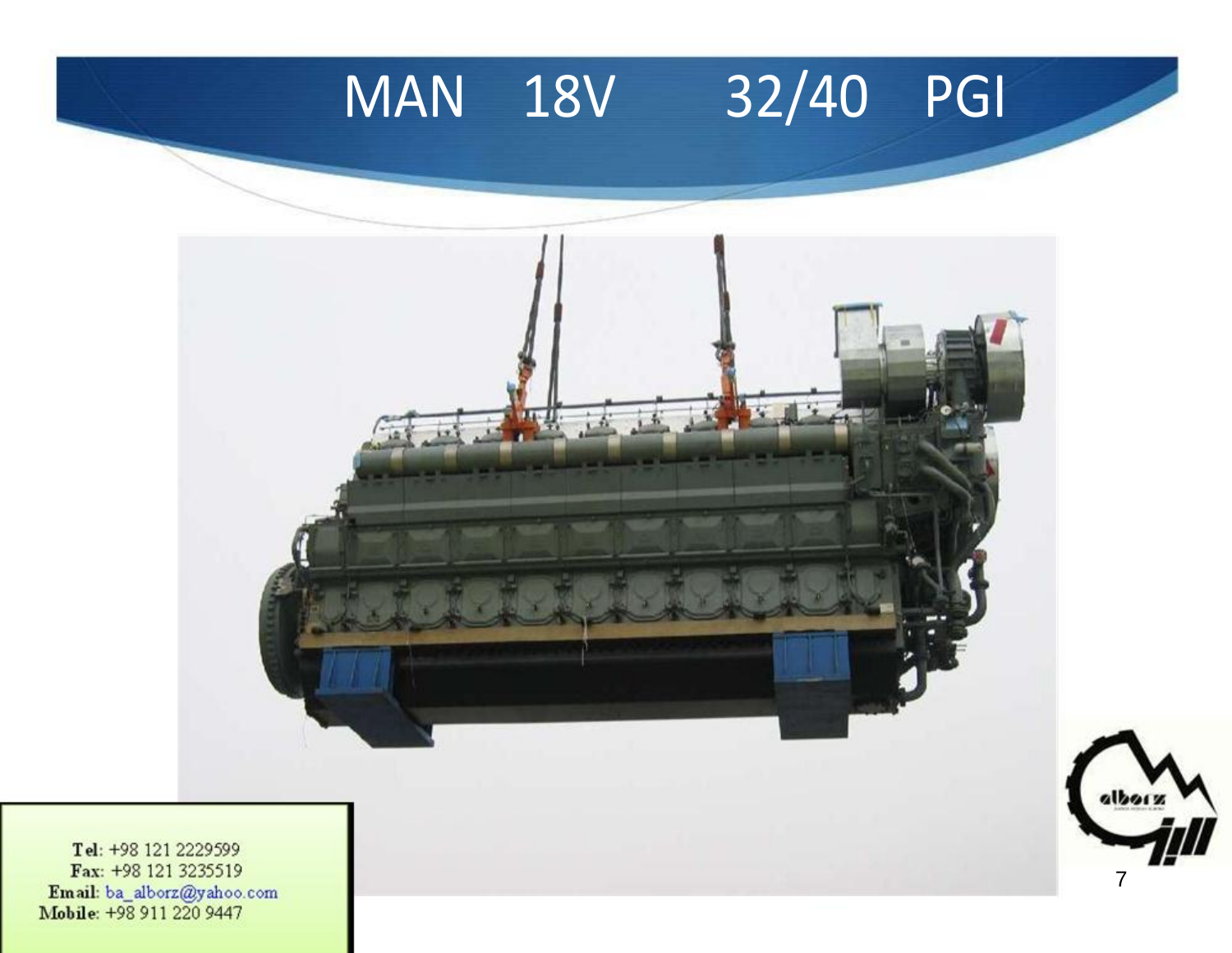# MAN 18V 32/40 PGI

Tel: +98 121 2229599
Fax: +98 121 3235519
Email: ba_alborz@yahoo.com
Mobile: +98 911 220 9447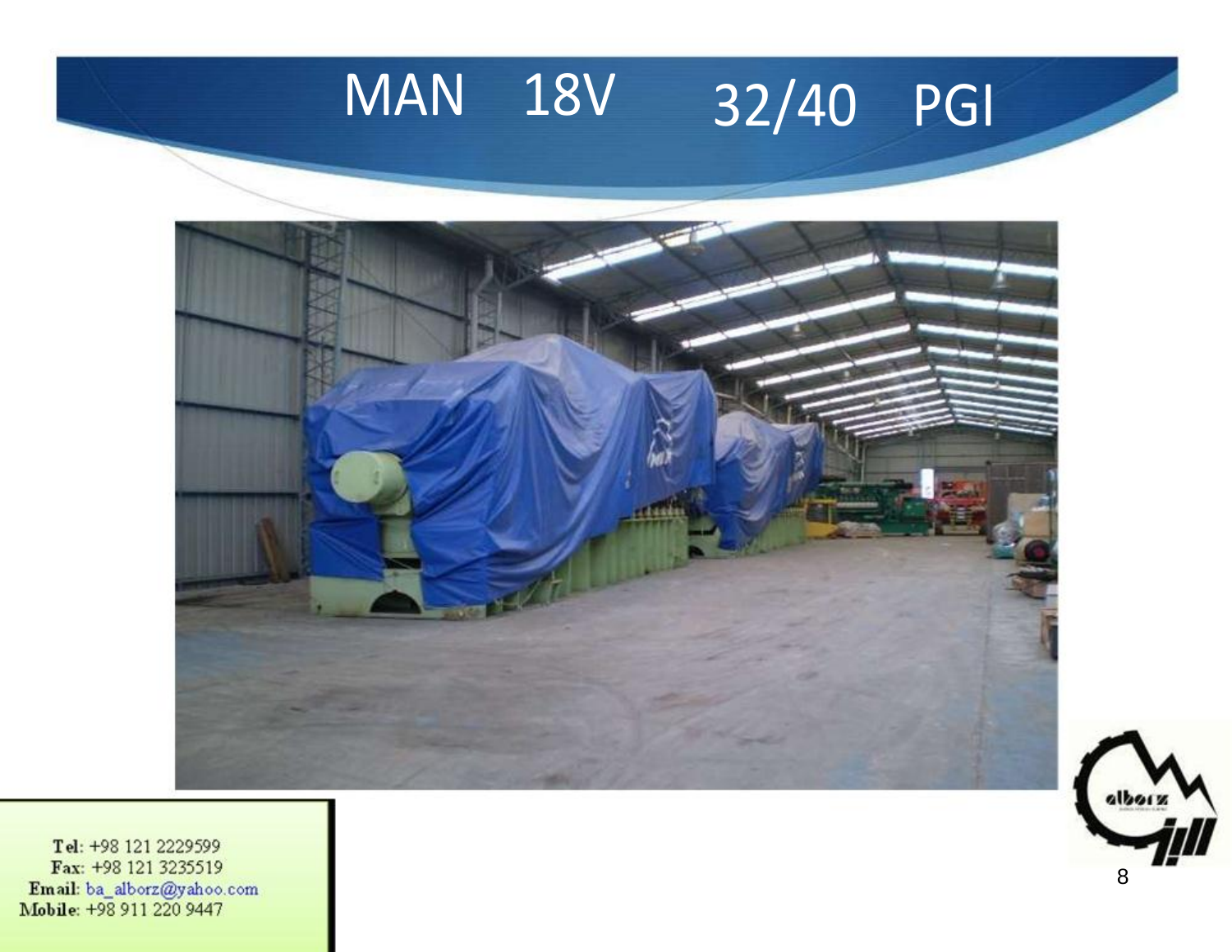# MAN 18V 32/40 PGI

Tel: +98 121 2229599
Fax: +98 121 3235519
Email: ba_alborz@yahoo.com
Mobile: +98 911 220 9447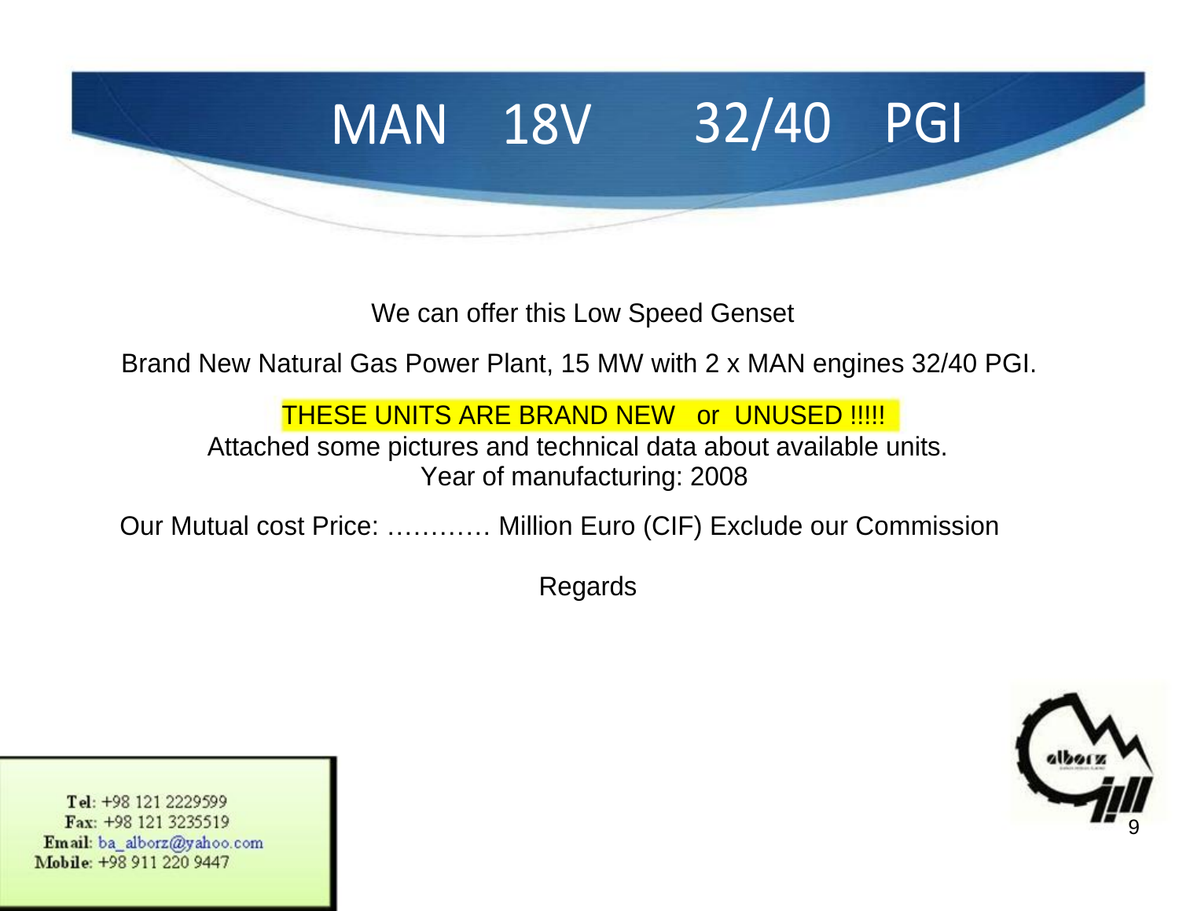# MAN 18V 32/40 PGI

We can offer this Low Speed Genset

Brand New Natural Gas Power Plant, 15 MW with 2 x MAN engines 32/40 PGI.

THESE UNITS ARE BRAND NEW or UNUSED !!!!!

Attached some pictures and technical data about available units.

Year of manufacturing: 2008

Our Mutual cost Price: ………… Million Euro (CIF) Exclude our Commission

Regards

**Tel:** +98 121 2229599
**Fax:** +98 121 3235519
**Email:** ba_alborz@yahoo.com
**Mobile:** +98 911 220 9447

alborz